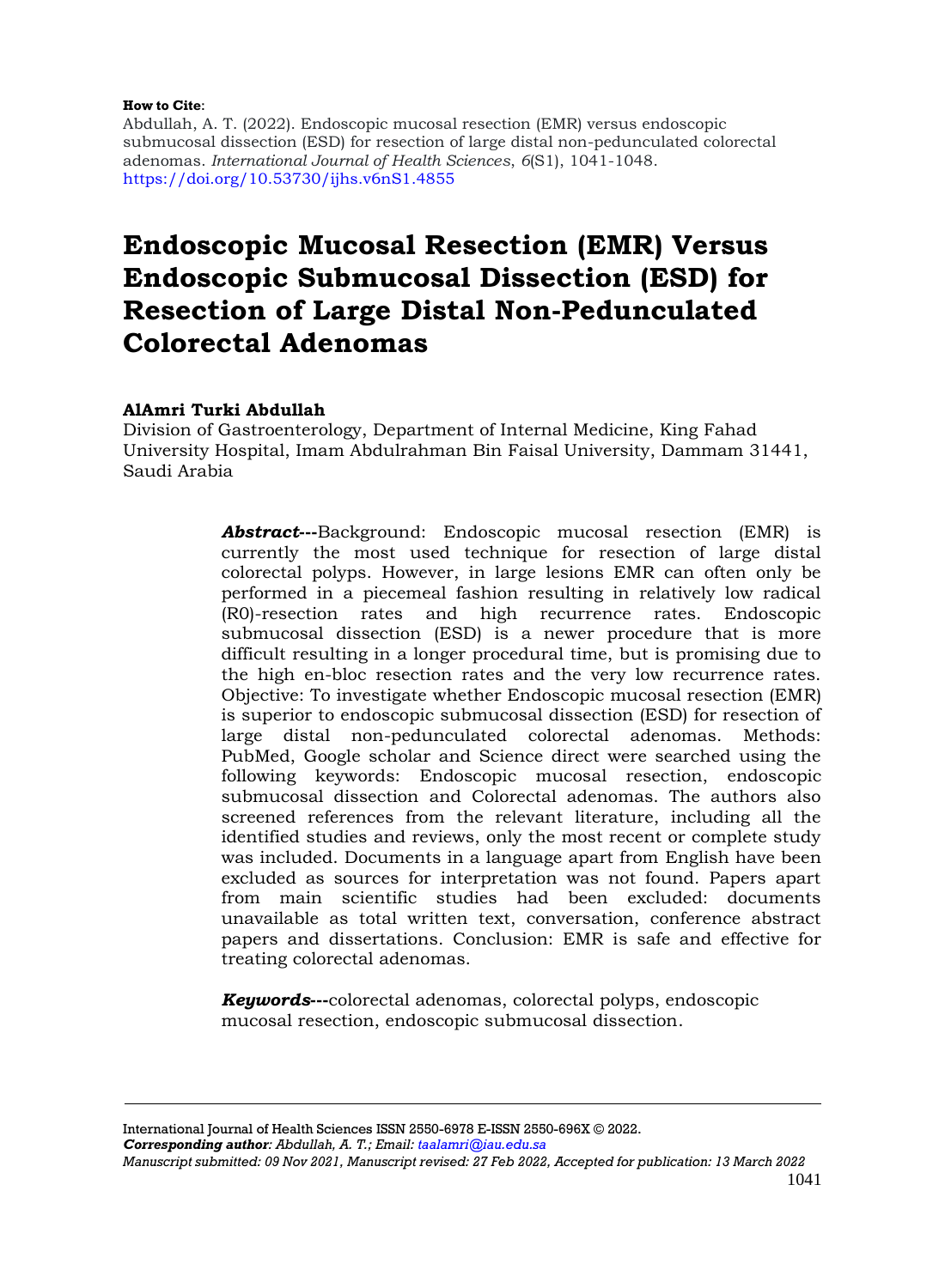**How to Cite**:

Abdullah, A. T. (2022). Endoscopic mucosal resection (EMR) versus endoscopic submucosal dissection (ESD) for resection of large distal non-pedunculated colorectal adenomas. *International Journal of Health Sciences*, *6*(S1), 1041-1048. https://doi.org/10.53730/ijhs.v6nS1.4855

# Endoscopic Mucosal Resection (EMR) Versus Endoscopic Submucosal Dissection (ESD) for Resection of Large Distal Non-Pedunculated Colorectal Adenomas

**AlAmri Turki Abdullah**

Division of Gastroenterology, Department of Internal Medicine, King Fahad University Hospital, Imam Abdulrahman Bin Faisal University, Dammam 31441, Saudi Arabia

***Abstract*---**Background: Endoscopic mucosal resection (EMR) is currently the most used technique for resection of large distal colorectal polyps. However, in large lesions EMR can often only be performed in a piecemeal fashion resulting in relatively low radical (R0)-resection rates and high recurrence rates. Endoscopic submucosal dissection (ESD) is a newer procedure that is more difficult resulting in a longer procedural time, but is promising due to the high en-bloc resection rates and the very low recurrence rates. Objective: To investigate whether Endoscopic mucosal resection (EMR) is superior to endoscopic submucosal dissection (ESD) for resection of large distal non-pedunculated colorectal adenomas. Methods: PubMed, Google scholar and Science direct were searched using the following keywords: Endoscopic mucosal resection, endoscopic submucosal dissection and Colorectal adenomas. The authors also screened references from the relevant literature, including all the identified studies and reviews, only the most recent or complete study was included. Documents in a language apart from English have been excluded as sources for interpretation was not found. Papers apart from main scientific studies had been excluded: documents unavailable as total written text, conversation, conference abstract papers and dissertations. Conclusion: EMR is safe and effective for treating colorectal adenomas.

***Keywords*---**colorectal adenomas, colorectal polyps, endoscopic mucosal resection, endoscopic submucosal dissection.

International Journal of Health Sciences ISSN 2550-6978 E-ISSN 2550-696X © 2022.

***Corresponding author****: Abdullah, A. T.; Email: taalamri@iau.edu.sa*

*Manuscript submitted: 09 Nov 2021, Manuscript revised: 27 Feb 2022, Accepted for publication: 13 March 2022*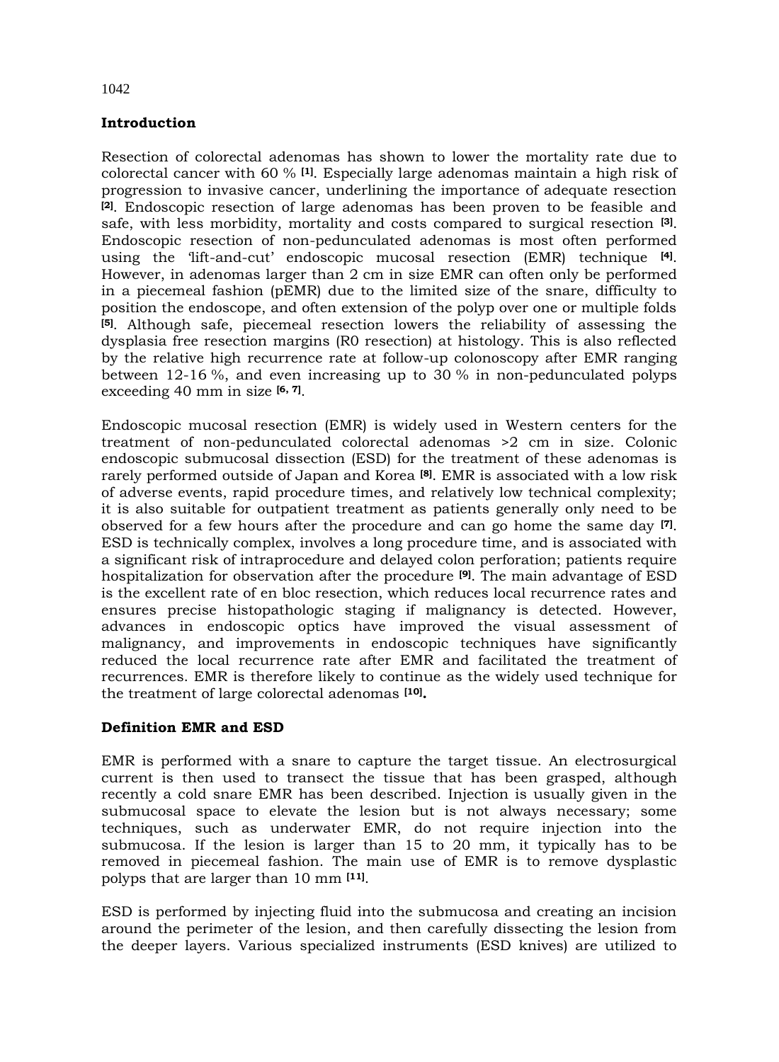## Introduction

Resection of colorectal adenomas has shown to lower the mortality rate due to colorectal cancer with 60 % [1]. Especially large adenomas maintain a high risk of progression to invasive cancer, underlining the importance of adequate resection [2]. Endoscopic resection of large adenomas has been proven to be feasible and safe, with less morbidity, mortality and costs compared to surgical resection [3]. Endoscopic resection of non-pedunculated adenomas is most often performed using the 'lift-and-cut' endoscopic mucosal resection (EMR) technique [4]. However, in adenomas larger than 2 cm in size EMR can often only be performed in a piecemeal fashion (pEMR) due to the limited size of the snare, difficulty to position the endoscope, and often extension of the polyp over one or multiple folds [5]. Although safe, piecemeal resection lowers the reliability of assessing the dysplasia free resection margins (R0 resection) at histology. This is also reflected by the relative high recurrence rate at follow-up colonoscopy after EMR ranging between 12-16 %, and even increasing up to 30 % in non-pedunculated polyps exceeding 40 mm in size [6, 7].

Endoscopic mucosal resection (EMR) is widely used in Western centers for the treatment of non-pedunculated colorectal adenomas >2 cm in size. Colonic endoscopic submucosal dissection (ESD) for the treatment of these adenomas is rarely performed outside of Japan and Korea [8]. EMR is associated with a low risk of adverse events, rapid procedure times, and relatively low technical complexity; it is also suitable for outpatient treatment as patients generally only need to be observed for a few hours after the procedure and can go home the same day [7]. ESD is technically complex, involves a long procedure time, and is associated with a significant risk of intraprocedure and delayed colon perforation; patients require hospitalization for observation after the procedure [9]. The main advantage of ESD is the excellent rate of en bloc resection, which reduces local recurrence rates and ensures precise histopathologic staging if malignancy is detected. However, advances in endoscopic optics have improved the visual assessment of malignancy, and improvements in endoscopic techniques have significantly reduced the local recurrence rate after EMR and facilitated the treatment of recurrences. EMR is therefore likely to continue as the widely used technique for the treatment of large colorectal adenomas [10].

## Definition EMR and ESD

EMR is performed with a snare to capture the target tissue. An electrosurgical current is then used to transect the tissue that has been grasped, although recently a cold snare EMR has been described. Injection is usually given in the submucosal space to elevate the lesion but is not always necessary; some techniques, such as underwater EMR, do not require injection into the submucosa. If the lesion is larger than 15 to 20 mm, it typically has to be removed in piecemeal fashion. The main use of EMR is to remove dysplastic polyps that are larger than 10 mm [11].

ESD is performed by injecting fluid into the submucosa and creating an incision around the perimeter of the lesion, and then carefully dissecting the lesion from the deeper layers. Various specialized instruments (ESD knives) are utilized to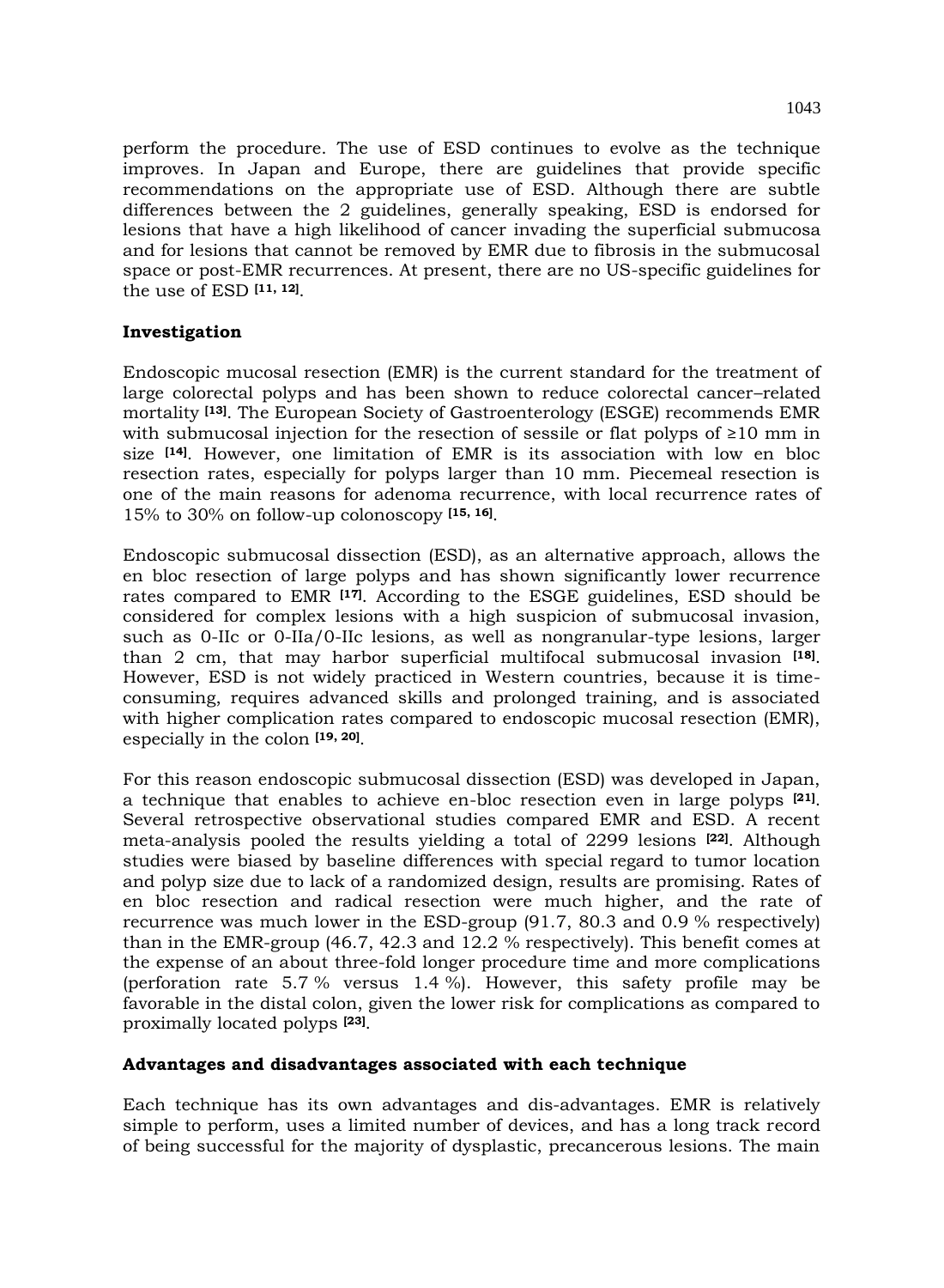perform the procedure. The use of ESD continues to evolve as the technique improves. In Japan and Europe, there are guidelines that provide specific recommendations on the appropriate use of ESD. Although there are subtle differences between the 2 guidelines, generally speaking, ESD is endorsed for lesions that have a high likelihood of cancer invading the superficial submucosa and for lesions that cannot be removed by EMR due to fibrosis in the submucosal space or post-EMR recurrences. At present, there are no US-specific guidelines for the use of ESD [11, 12].

## Investigation

Endoscopic mucosal resection (EMR) is the current standard for the treatment of large colorectal polyps and has been shown to reduce colorectal cancer–related mortality [13]. The European Society of Gastroenterology (ESGE) recommends EMR with submucosal injection for the resection of sessile or flat polyps of ≥10 mm in size [14]. However, one limitation of EMR is its association with low en bloc resection rates, especially for polyps larger than 10 mm. Piecemeal resection is one of the main reasons for adenoma recurrence, with local recurrence rates of 15% to 30% on follow-up colonoscopy [15, 16].

Endoscopic submucosal dissection (ESD), as an alternative approach, allows the en bloc resection of large polyps and has shown significantly lower recurrence rates compared to EMR [17]. According to the ESGE guidelines, ESD should be considered for complex lesions with a high suspicion of submucosal invasion, such as 0-IIc or 0-IIa/0-IIc lesions, as well as nongranular-type lesions, larger than 2 cm, that may harbor superficial multifocal submucosal invasion [18]. However, ESD is not widely practiced in Western countries, because it is time-consuming, requires advanced skills and prolonged training, and is associated with higher complication rates compared to endoscopic mucosal resection (EMR), especially in the colon [19, 20].

For this reason endoscopic submucosal dissection (ESD) was developed in Japan, a technique that enables to achieve en-bloc resection even in large polyps [21]. Several retrospective observational studies compared EMR and ESD. A recent meta-analysis pooled the results yielding a total of 2299 lesions [22]. Although studies were biased by baseline differences with special regard to tumor location and polyp size due to lack of a randomized design, results are promising. Rates of en bloc resection and radical resection were much higher, and the rate of recurrence was much lower in the ESD-group (91.7, 80.3 and 0.9 % respectively) than in the EMR-group (46.7, 42.3 and 12.2 % respectively). This benefit comes at the expense of an about three-fold longer procedure time and more complications (perforation rate 5.7 % versus 1.4 %). However, this safety profile may be favorable in the distal colon, given the lower risk for complications as compared to proximally located polyps [23].

## Advantages and disadvantages associated with each technique

Each technique has its own advantages and dis-advantages. EMR is relatively simple to perform, uses a limited number of devices, and has a long track record of being successful for the majority of dysplastic, precancerous lesions. The main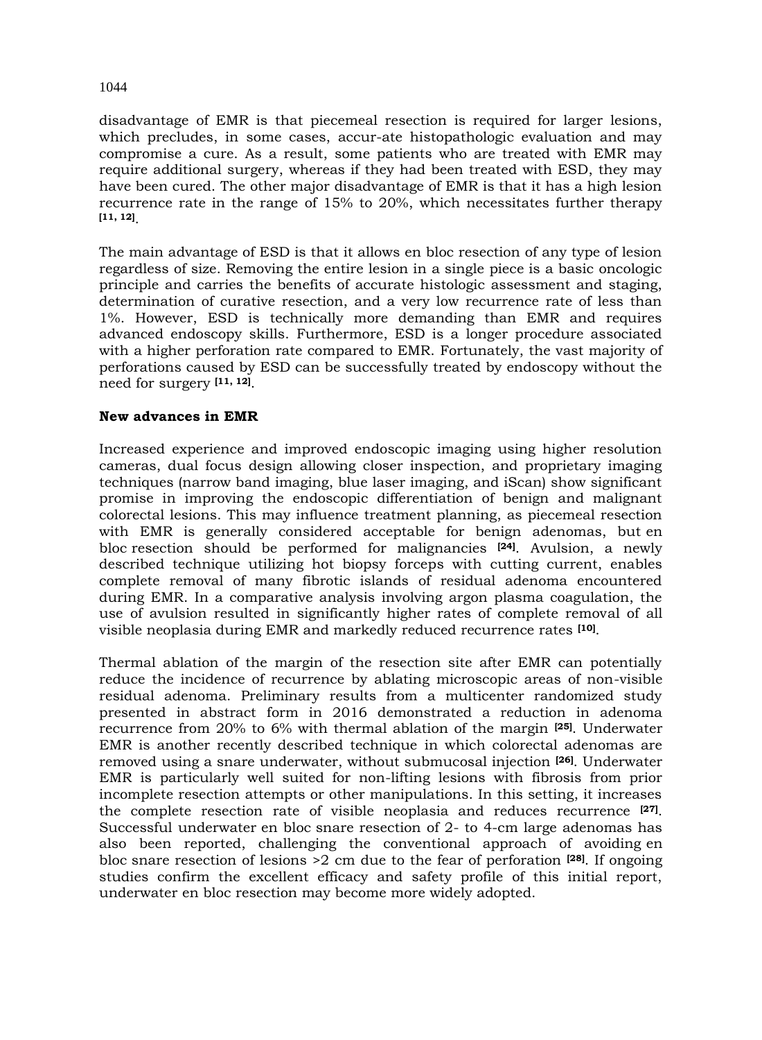disadvantage of EMR is that piecemeal resection is required for larger lesions, which precludes, in some cases, accur-ate histopathologic evaluation and may compromise a cure. As a result, some patients who are treated with EMR may require additional surgery, whereas if they had been treated with ESD, they may have been cured. The other major disadvantage of EMR is that it has a high lesion recurrence rate in the range of 15% to 20%, which necessitates further therapy [11, 12].

The main advantage of ESD is that it allows en bloc resection of any type of lesion regardless of size. Removing the entire lesion in a single piece is a basic oncologic principle and carries the benefits of accurate histologic assessment and staging, determination of curative resection, and a very low recurrence rate of less than 1%. However, ESD is technically more demanding than EMR and requires advanced endoscopy skills. Furthermore, ESD is a longer procedure associated with a higher perforation rate compared to EMR. Fortunately, the vast majority of perforations caused by ESD can be successfully treated by endoscopy without the need for surgery [11, 12].

**New advances in EMR**

Increased experience and improved endoscopic imaging using higher resolution cameras, dual focus design allowing closer inspection, and proprietary imaging techniques (narrow band imaging, blue laser imaging, and iScan) show significant promise in improving the endoscopic differentiation of benign and malignant colorectal lesions. This may influence treatment planning, as piecemeal resection with EMR is generally considered acceptable for benign adenomas, but en bloc resection should be performed for malignancies [24]. Avulsion, a newly described technique utilizing hot biopsy forceps with cutting current, enables complete removal of many fibrotic islands of residual adenoma encountered during EMR. In a comparative analysis involving argon plasma coagulation, the use of avulsion resulted in significantly higher rates of complete removal of all visible neoplasia during EMR and markedly reduced recurrence rates [10].

Thermal ablation of the margin of the resection site after EMR can potentially reduce the incidence of recurrence by ablating microscopic areas of non-visible residual adenoma. Preliminary results from a multicenter randomized study presented in abstract form in 2016 demonstrated a reduction in adenoma recurrence from 20% to 6% with thermal ablation of the margin [25]. Underwater EMR is another recently described technique in which colorectal adenomas are removed using a snare underwater, without submucosal injection [26]. Underwater EMR is particularly well suited for non-lifting lesions with fibrosis from prior incomplete resection attempts or other manipulations. In this setting, it increases the complete resection rate of visible neoplasia and reduces recurrence [27]. Successful underwater en bloc snare resection of 2- to 4-cm large adenomas has also been reported, challenging the conventional approach of avoiding en bloc snare resection of lesions >2 cm due to the fear of perforation [28]. If ongoing studies confirm the excellent efficacy and safety profile of this initial report, underwater en bloc resection may become more widely adopted.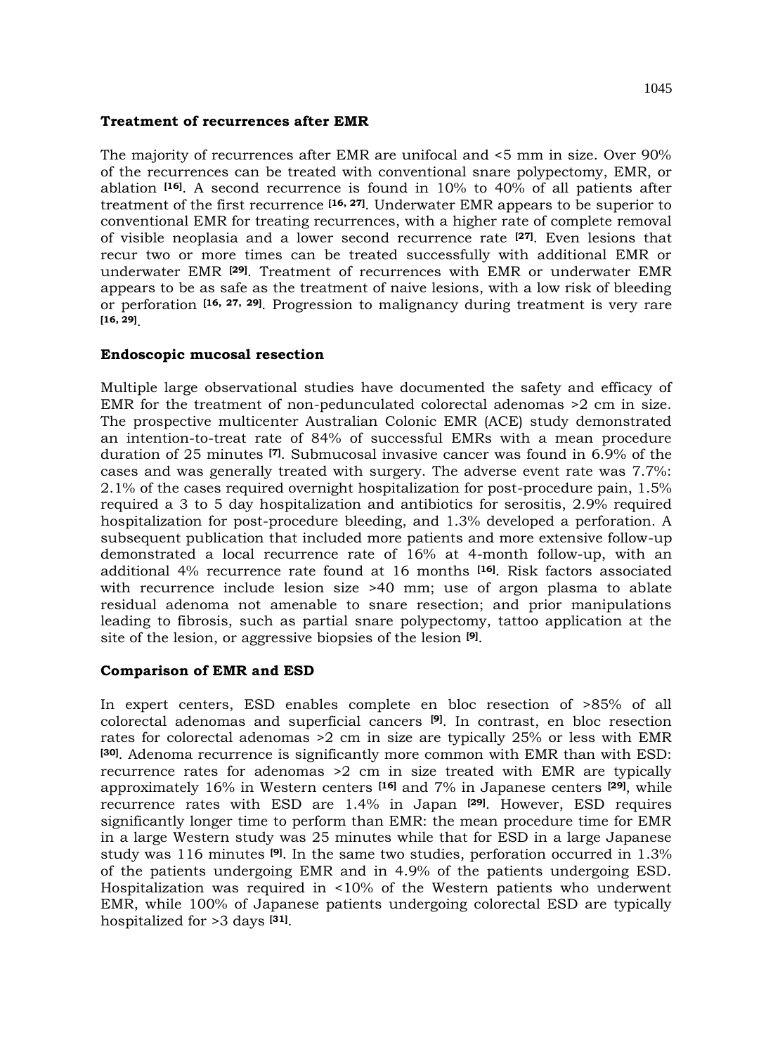### Treatment of recurrences after EMR

The majority of recurrences after EMR are unifocal and <5 mm in size. Over 90% of the recurrences can be treated with conventional snare polypectomy, EMR, or ablation [16]. A second recurrence is found in 10% to 40% of all patients after treatment of the first recurrence [16, 27]. Underwater EMR appears to be superior to conventional EMR for treating recurrences, with a higher rate of complete removal of visible neoplasia and a lower second recurrence rate [27]. Even lesions that recur two or more times can be treated successfully with additional EMR or underwater EMR [29]. Treatment of recurrences with EMR or underwater EMR appears to be as safe as the treatment of naive lesions, with a low risk of bleeding or perforation [16, 27, 29]. Progression to malignancy during treatment is very rare [16, 29].

### Endoscopic mucosal resection

Multiple large observational studies have documented the safety and efficacy of EMR for the treatment of non-pedunculated colorectal adenomas >2 cm in size. The prospective multicenter Australian Colonic EMR (ACE) study demonstrated an intention-to-treat rate of 84% of successful EMRs with a mean procedure duration of 25 minutes [7]. Submucosal invasive cancer was found in 6.9% of the cases and was generally treated with surgery. The adverse event rate was 7.7%: 2.1% of the cases required overnight hospitalization for post-procedure pain, 1.5% required a 3 to 5 day hospitalization and antibiotics for serositis, 2.9% required hospitalization for post-procedure bleeding, and 1.3% developed a perforation. A subsequent publication that included more patients and more extensive follow-up demonstrated a local recurrence rate of 16% at 4-month follow-up, with an additional 4% recurrence rate found at 16 months [16]. Risk factors associated with recurrence include lesion size >40 mm; use of argon plasma to ablate residual adenoma not amenable to snare resection; and prior manipulations leading to fibrosis, such as partial snare polypectomy, tattoo application at the site of the lesion, or aggressive biopsies of the lesion [9].

### Comparison of EMR and ESD

In expert centers, ESD enables complete en bloc resection of >85% of all colorectal adenomas and superficial cancers [9]. In contrast, en bloc resection rates for colorectal adenomas >2 cm in size are typically 25% or less with EMR [30]. Adenoma recurrence is significantly more common with EMR than with ESD: recurrence rates for adenomas >2 cm in size treated with EMR are typically approximately 16% in Western centers [16] and 7% in Japanese centers [29], while recurrence rates with ESD are 1.4% in Japan [29]. However, ESD requires significantly longer time to perform than EMR: the mean procedure time for EMR in a large Western study was 25 minutes while that for ESD in a large Japanese study was 116 minutes [9]. In the same two studies, perforation occurred in 1.3% of the patients undergoing EMR and in 4.9% of the patients undergoing ESD. Hospitalization was required in <10% of the Western patients who underwent EMR, while 100% of Japanese patients undergoing colorectal ESD are typically hospitalized for >3 days [31].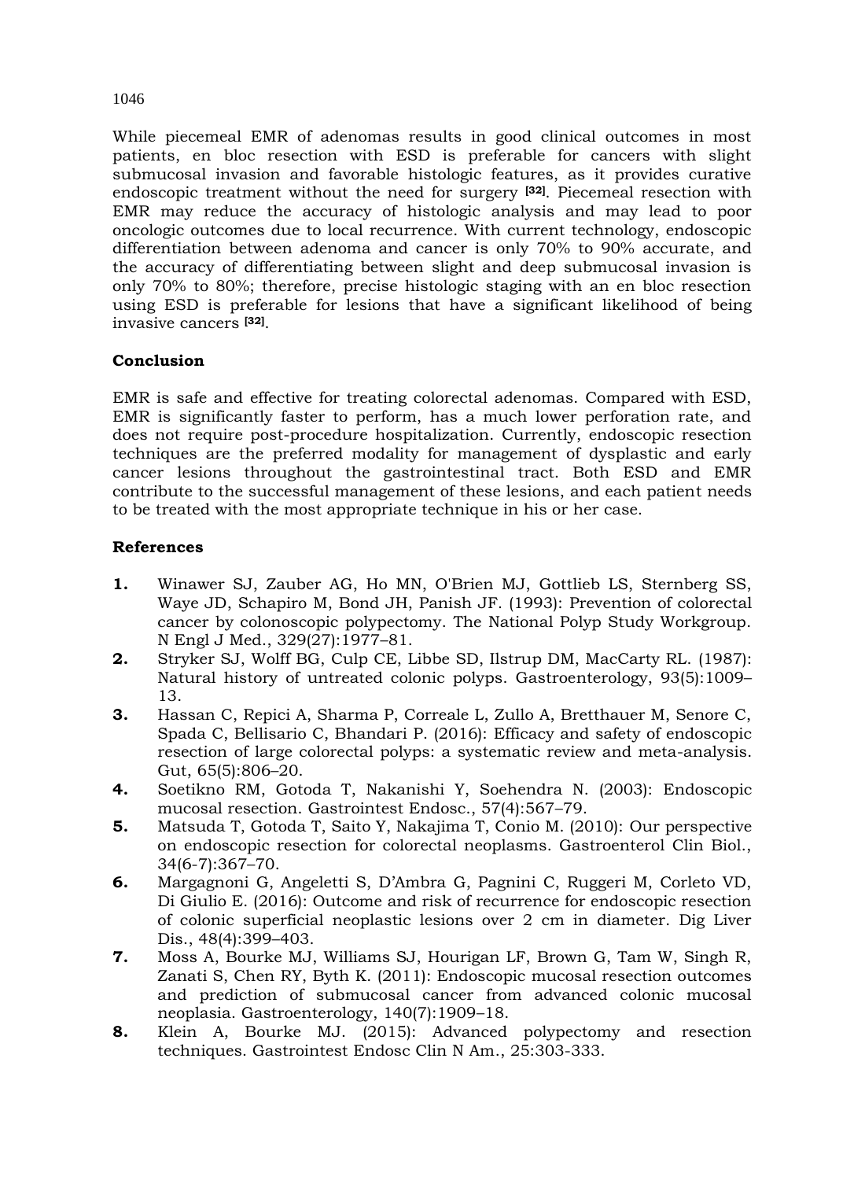While piecemeal EMR of adenomas results in good clinical outcomes in most patients, en bloc resection with ESD is preferable for cancers with slight submucosal invasion and favorable histologic features, as it provides curative endoscopic treatment without the need for surgery [32]. Piecemeal resection with EMR may reduce the accuracy of histologic analysis and may lead to poor oncologic outcomes due to local recurrence. With current technology, endoscopic differentiation between adenoma and cancer is only 70% to 90% accurate, and the accuracy of differentiating between slight and deep submucosal invasion is only 70% to 80%; therefore, precise histologic staging with an en bloc resection using ESD is preferable for lesions that have a significant likelihood of being invasive cancers [32].

## Conclusion

EMR is safe and effective for treating colorectal adenomas. Compared with ESD, EMR is significantly faster to perform, has a much lower perforation rate, and does not require post-procedure hospitalization. Currently, endoscopic resection techniques are the preferred modality for management of dysplastic and early cancer lesions throughout the gastrointestinal tract. Both ESD and EMR contribute to the successful management of these lesions, and each patient needs to be treated with the most appropriate technique in his or her case.

## References

1. Winawer SJ, Zauber AG, Ho MN, O'Brien MJ, Gottlieb LS, Sternberg SS, Waye JD, Schapiro M, Bond JH, Panish JF. (1993): Prevention of colorectal cancer by colonoscopic polypectomy. The National Polyp Study Workgroup. N Engl J Med., 329(27):1977–81.
2. Stryker SJ, Wolff BG, Culp CE, Libbe SD, Ilstrup DM, MacCarty RL. (1987): Natural history of untreated colonic polyps. Gastroenterology, 93(5):1009–13.
3. Hassan C, Repici A, Sharma P, Correale L, Zullo A, Bretthauer M, Senore C, Spada C, Bellisario C, Bhandari P. (2016): Efficacy and safety of endoscopic resection of large colorectal polyps: a systematic review and meta-analysis. Gut, 65(5):806–20.
4. Soetikno RM, Gotoda T, Nakanishi Y, Soehendra N. (2003): Endoscopic mucosal resection. Gastrointest Endosc., 57(4):567–79.
5. Matsuda T, Gotoda T, Saito Y, Nakajima T, Conio M. (2010): Our perspective on endoscopic resection for colorectal neoplasms. Gastroenterol Clin Biol., 34(6-7):367–70.
6. Margagnoni G, Angeletti S, D'Ambra G, Pagnini C, Ruggeri M, Corleto VD, Di Giulio E. (2016): Outcome and risk of recurrence for endoscopic resection of colonic superficial neoplastic lesions over 2 cm in diameter. Dig Liver Dis., 48(4):399–403.
7. Moss A, Bourke MJ, Williams SJ, Hourigan LF, Brown G, Tam W, Singh R, Zanati S, Chen RY, Byth K. (2011): Endoscopic mucosal resection outcomes and prediction of submucosal cancer from advanced colonic mucosal neoplasia. Gastroenterology, 140(7):1909–18.
8. Klein A, Bourke MJ. (2015): Advanced polypectomy and resection techniques. Gastrointest Endosc Clin N Am., 25:303-333.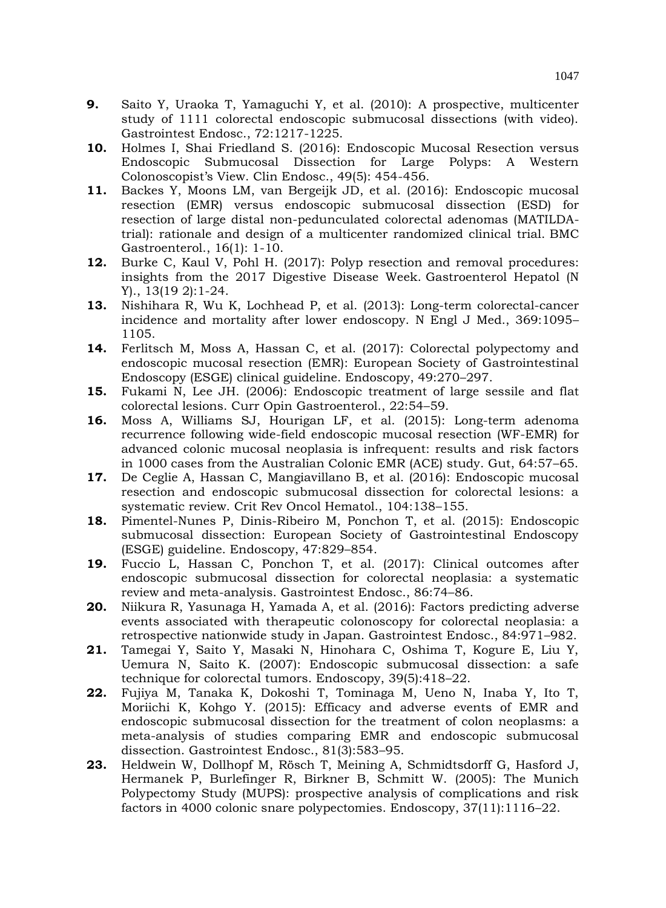9. Saito Y, Uraoka T, Yamaguchi Y, et al. (2010): A prospective, multicenter study of 1111 colorectal endoscopic submucosal dissections (with video). Gastrointest Endosc., 72:1217-1225.
10. Holmes I, Shai Friedland S. (2016): Endoscopic Mucosal Resection versus Endoscopic Submucosal Dissection for Large Polyps: A Western Colonoscopist's View. Clin Endosc., 49(5): 454-456.
11. Backes Y, Moons LM, van Bergeijk JD, et al. (2016): Endoscopic mucosal resection (EMR) versus endoscopic submucosal dissection (ESD) for resection of large distal non-pedunculated colorectal adenomas (MATILDA-trial): rationale and design of a multicenter randomized clinical trial. BMC Gastroenterol., 16(1): 1-10.
12. Burke C, Kaul V, Pohl H. (2017): Polyp resection and removal procedures: insights from the 2017 Digestive Disease Week. Gastroenterol Hepatol (N Y)., 13(19 2):1-24.
13. Nishihara R, Wu K, Lochhead P, et al. (2013): Long-term colorectal-cancer incidence and mortality after lower endoscopy. N Engl J Med., 369:1095–1105.
14. Ferlitsch M, Moss A, Hassan C, et al. (2017): Colorectal polypectomy and endoscopic mucosal resection (EMR): European Society of Gastrointestinal Endoscopy (ESGE) clinical guideline. Endoscopy, 49:270–297.
15. Fukami N, Lee JH. (2006): Endoscopic treatment of large sessile and flat colorectal lesions. Curr Opin Gastroenterol., 22:54–59.
16. Moss A, Williams SJ, Hourigan LF, et al. (2015): Long-term adenoma recurrence following wide-field endoscopic mucosal resection (WF-EMR) for advanced colonic mucosal neoplasia is infrequent: results and risk factors in 1000 cases from the Australian Colonic EMR (ACE) study. Gut, 64:57–65.
17. De Ceglie A, Hassan C, Mangiavillano B, et al. (2016): Endoscopic mucosal resection and endoscopic submucosal dissection for colorectal lesions: a systematic review. Crit Rev Oncol Hematol., 104:138–155.
18. Pimentel-Nunes P, Dinis-Ribeiro M, Ponchon T, et al. (2015): Endoscopic submucosal dissection: European Society of Gastrointestinal Endoscopy (ESGE) guideline. Endoscopy, 47:829–854.
19. Fuccio L, Hassan C, Ponchon T, et al. (2017): Clinical outcomes after endoscopic submucosal dissection for colorectal neoplasia: a systematic review and meta-analysis. Gastrointest Endosc., 86:74–86.
20. Niikura R, Yasunaga H, Yamada A, et al. (2016): Factors predicting adverse events associated with therapeutic colonoscopy for colorectal neoplasia: a retrospective nationwide study in Japan. Gastrointest Endosc., 84:971–982.
21. Tamegai Y, Saito Y, Masaki N, Hinohara C, Oshima T, Kogure E, Liu Y, Uemura N, Saito K. (2007): Endoscopic submucosal dissection: a safe technique for colorectal tumors. Endoscopy, 39(5):418–22.
22. Fujiya M, Tanaka K, Dokoshi T, Tominaga M, Ueno N, Inaba Y, Ito T, Moriichi K, Kohgo Y. (2015): Efficacy and adverse events of EMR and endoscopic submucosal dissection for the treatment of colon neoplasms: a meta-analysis of studies comparing EMR and endoscopic submucosal dissection. Gastrointest Endosc., 81(3):583–95.
23. Heldwein W, Dollhopf M, Rösch T, Meining A, Schmidtsdorff G, Hasford J, Hermanek P, Burlefinger R, Birkner B, Schmitt W. (2005): The Munich Polypectomy Study (MUPS): prospective analysis of complications and risk factors in 4000 colonic snare polypectomies. Endoscopy, 37(11):1116–22.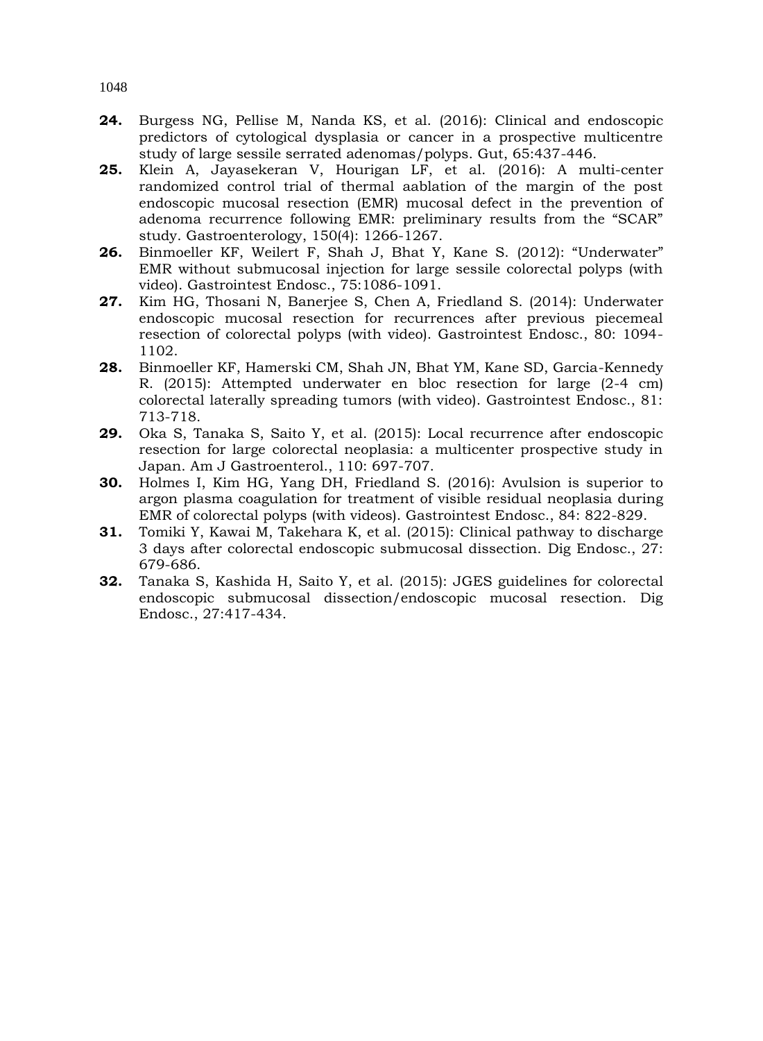**24.** Burgess NG, Pellise M, Nanda KS, et al. (2016): Clinical and endoscopic predictors of cytological dysplasia or cancer in a prospective multicentre study of large sessile serrated adenomas/polyps. Gut, 65:437-446.

**25.** Klein A, Jayasekeran V, Hourigan LF, et al. (2016): A multi-center randomized control trial of thermal aablation of the margin of the post endoscopic mucosal resection (EMR) mucosal defect in the prevention of adenoma recurrence following EMR: preliminary results from the "SCAR" study. Gastroenterology, 150(4): 1266-1267.

**26.** Binmoeller KF, Weilert F, Shah J, Bhat Y, Kane S. (2012): "Underwater" EMR without submucosal injection for large sessile colorectal polyps (with video). Gastrointest Endosc., 75:1086-1091.

**27.** Kim HG, Thosani N, Banerjee S, Chen A, Friedland S. (2014): Underwater endoscopic mucosal resection for recurrences after previous piecemeal resection of colorectal polyps (with video). Gastrointest Endosc., 80: 1094-1102.

**28.** Binmoeller KF, Hamerski CM, Shah JN, Bhat YM, Kane SD, Garcia-Kennedy R. (2015): Attempted underwater en bloc resection for large (2-4 cm) colorectal laterally spreading tumors (with video). Gastrointest Endosc., 81: 713-718.

**29.** Oka S, Tanaka S, Saito Y, et al. (2015): Local recurrence after endoscopic resection for large colorectal neoplasia: a multicenter prospective study in Japan. Am J Gastroenterol., 110: 697-707.

**30.** Holmes I, Kim HG, Yang DH, Friedland S. (2016): Avulsion is superior to argon plasma coagulation for treatment of visible residual neoplasia during EMR of colorectal polyps (with videos). Gastrointest Endosc., 84: 822-829.

**31.** Tomiki Y, Kawai M, Takehara K, et al. (2015): Clinical pathway to discharge 3 days after colorectal endoscopic submucosal dissection. Dig Endosc., 27: 679-686.

**32.** Tanaka S, Kashida H, Saito Y, et al. (2015): JGES guidelines for colorectal endoscopic submucosal dissection/endoscopic mucosal resection. Dig Endosc., 27:417-434.